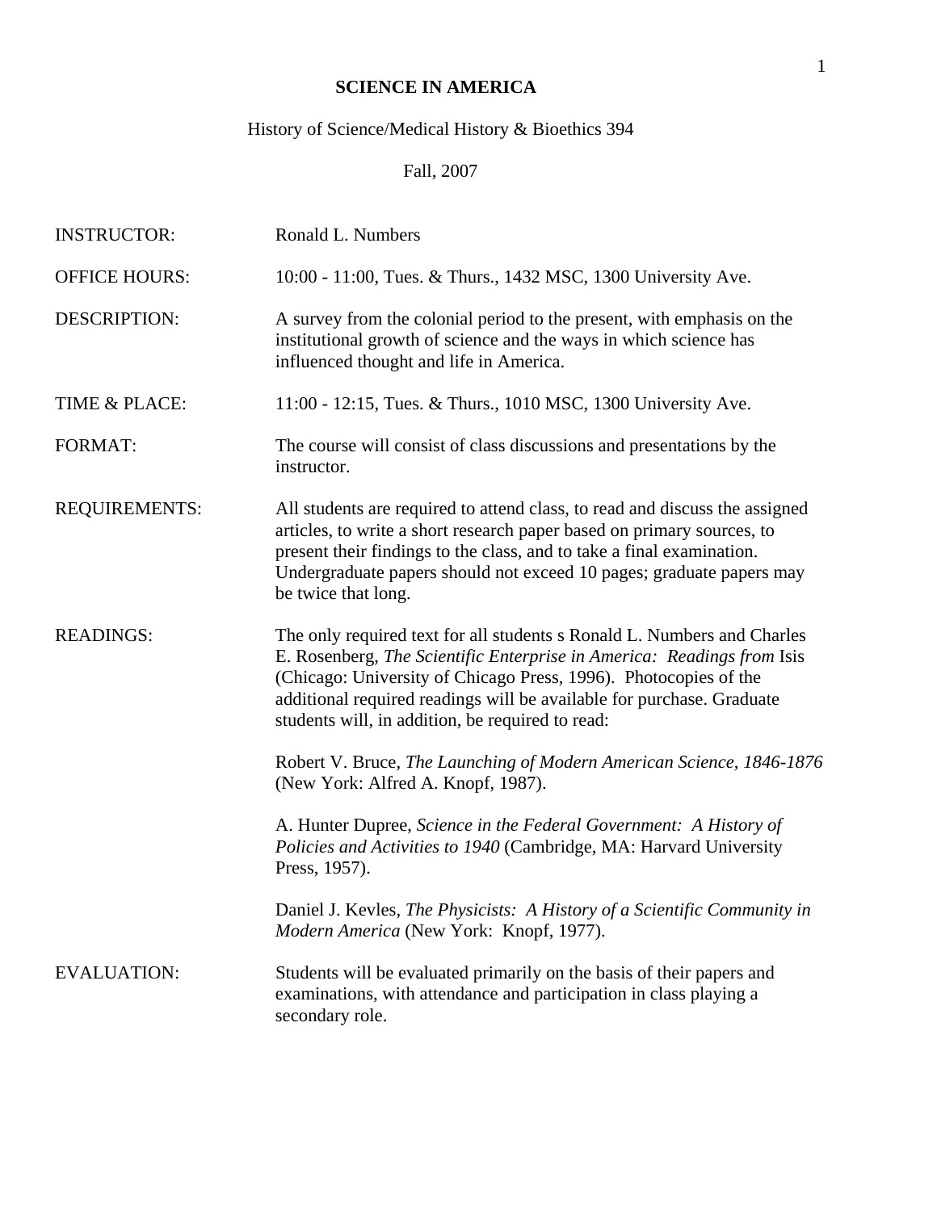# SCIENCE IN AMERICA

History of Science/Medical History & Bioethics 394

Fall, 2007

| | |
|---|---|
| INSTRUCTOR: | Ronald L. Numbers |
| OFFICE HOURS: | 10:00 - 11:00, Tues. & Thurs., 1432 MSC, 1300 University Ave. |
| DESCRIPTION: | A survey from the colonial period to the present, with emphasis on the institutional growth of science and the ways in which science has influenced thought and life in America. |
| TIME & PLACE: | 11:00 - 12:15, Tues. & Thurs., 1010 MSC, 1300 University Ave. |
| FORMAT: | The course will consist of class discussions and presentations by the instructor. |
| REQUIREMENTS: | All students are required to attend class, to read and discuss the assigned articles, to write a short research paper based on primary sources, to present their findings to the class, and to take a final examination. Undergraduate papers should not exceed 10 pages; graduate papers may be twice that long. |
| READINGS: | The only required text for all students s Ronald L. Numbers and Charles E. Rosenberg, *The Scientific Enterprise in America: Readings from* Isis (Chicago: University of Chicago Press, 1996). Photocopies of the additional required readings will be available for purchase. Graduate students will, in addition, be required to read: |
| | Robert V. Bruce, *The Launching of Modern American Science, 1846-1876* (New York: Alfred A. Knopf, 1987). |
| | A. Hunter Dupree, *Science in the Federal Government: A History of Policies and Activities to 1940* (Cambridge, MA: Harvard University Press, 1957). |
| | Daniel J. Kevles, *The Physicists: A History of a Scientific Community in Modern America* (New York: Knopf, 1977). |
| EVALUATION: | Students will be evaluated primarily on the basis of their papers and examinations, with attendance and participation in class playing a secondary role. |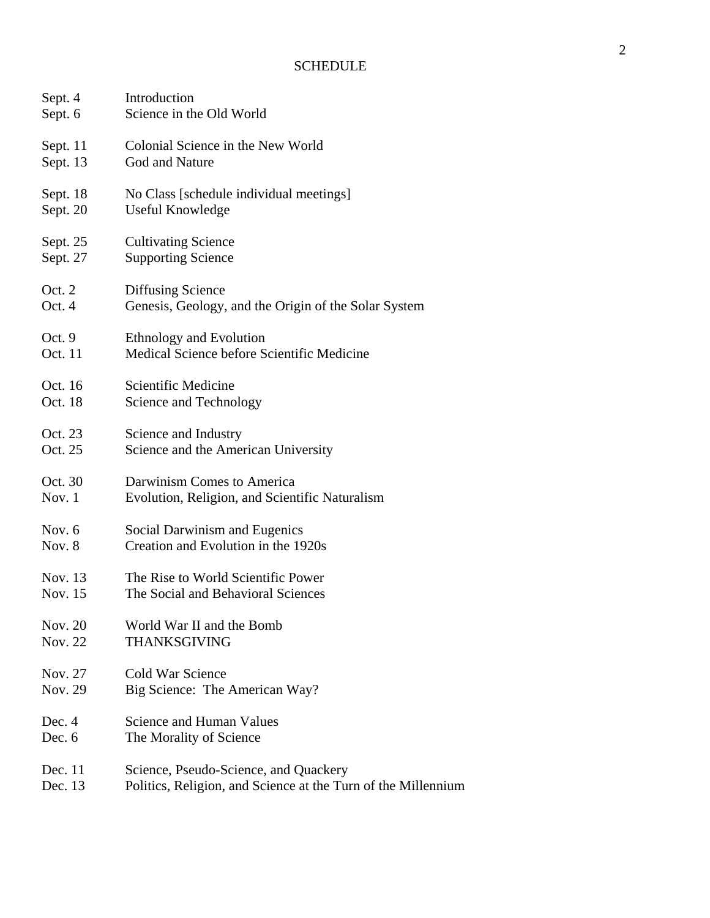# SCHEDULE

| Date | Topic |
| --- | --- |
| Sept. 4 | Introduction |
| Sept. 6 | Science in the Old World |
| Sept. 11 | Colonial Science in the New World |
| Sept. 13 | God and Nature |
| Sept. 18 | No Class [schedule individual meetings] |
| Sept. 20 | Useful Knowledge |
| Sept. 25 | Cultivating Science |
| Sept. 27 | Supporting Science |
| Oct. 2 | Diffusing Science |
| Oct. 4 | Genesis, Geology, and the Origin of the Solar System |
| Oct. 9 | Ethnology and Evolution |
| Oct. 11 | Medical Science before Scientific Medicine |
| Oct. 16 | Scientific Medicine |
| Oct. 18 | Science and Technology |
| Oct. 23 | Science and Industry |
| Oct. 25 | Science and the American University |
| Oct. 30 | Darwinism Comes to America |
| Nov. 1 | Evolution, Religion, and Scientific Naturalism |
| Nov. 6 | Social Darwinism and Eugenics |
| Nov. 8 | Creation and Evolution in the 1920s |
| Nov. 13 | The Rise to World Scientific Power |
| Nov. 15 | The Social and Behavioral Sciences |
| Nov. 20 | World War II and the Bomb |
| Nov. 22 | THANKSGIVING |
| Nov. 27 | Cold War Science |
| Nov. 29 | Big Science: The American Way? |
| Dec. 4 | Science and Human Values |
| Dec. 6 | The Morality of Science |
| Dec. 11 | Science, Pseudo-Science, and Quackery |
| Dec. 13 | Politics, Religion, and Science at the Turn of the Millennium |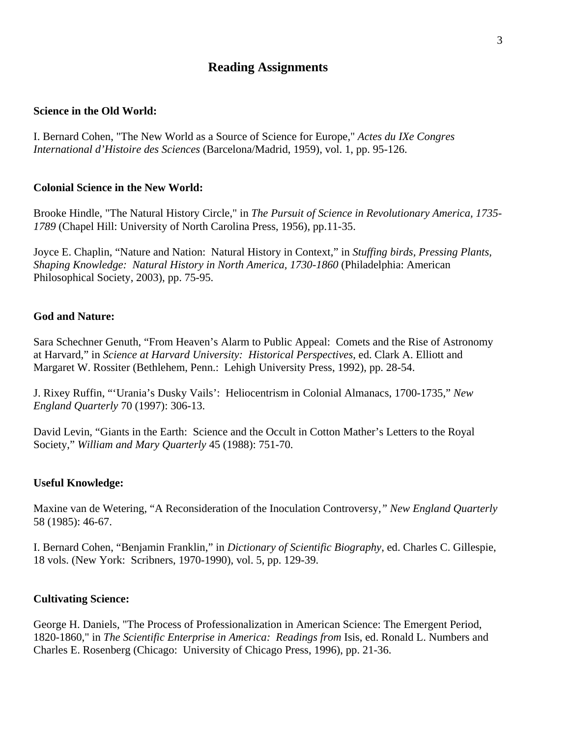## Reading Assignments

**Science in the Old World:**

I. Bernard Cohen, "The New World as a Source of Science for Europe," *Actes du IXe Congres International d'Histoire des Sciences* (Barcelona/Madrid, 1959), vol. 1, pp. 95-126.

**Colonial Science in the New World:**

Brooke Hindle, "The Natural History Circle," in *The Pursuit of Science in Revolutionary America, 1735-1789* (Chapel Hill: University of North Carolina Press, 1956), pp.11-35.

Joyce E. Chaplin, "Nature and Nation: Natural History in Context," in *Stuffing birds, Pressing Plants, Shaping Knowledge: Natural History in North America, 1730-1860* (Philadelphia: American Philosophical Society, 2003), pp. 75-95.

**God and Nature:**

Sara Schechner Genuth, "From Heaven's Alarm to Public Appeal: Comets and the Rise of Astronomy at Harvard," in *Science at Harvard University: Historical Perspectives*, ed. Clark A. Elliott and Margaret W. Rossiter (Bethlehem, Penn.: Lehigh University Press, 1992), pp. 28-54.

J. Rixey Ruffin, "'Urania's Dusky Vails': Heliocentrism in Colonial Almanacs, 1700-1735," *New England Quarterly* 70 (1997): 306-13.

David Levin, "Giants in the Earth: Science and the Occult in Cotton Mather's Letters to the Royal Society," *William and Mary Quarterly* 45 (1988): 751-70.

**Useful Knowledge:**

Maxine van de Wetering, "A Reconsideration of the Inoculation Controversy," *New England Quarterly* 58 (1985): 46-67.

I. Bernard Cohen, "Benjamin Franklin," in *Dictionary of Scientific Biography*, ed. Charles C. Gillespie, 18 vols. (New York: Scribners, 1970-1990), vol. 5, pp. 129-39.

**Cultivating Science:**

George H. Daniels, "The Process of Professionalization in American Science: The Emergent Period, 1820-1860," in *The Scientific Enterprise in America: Readings from* Isis, ed. Ronald L. Numbers and Charles E. Rosenberg (Chicago: University of Chicago Press, 1996), pp. 21-36.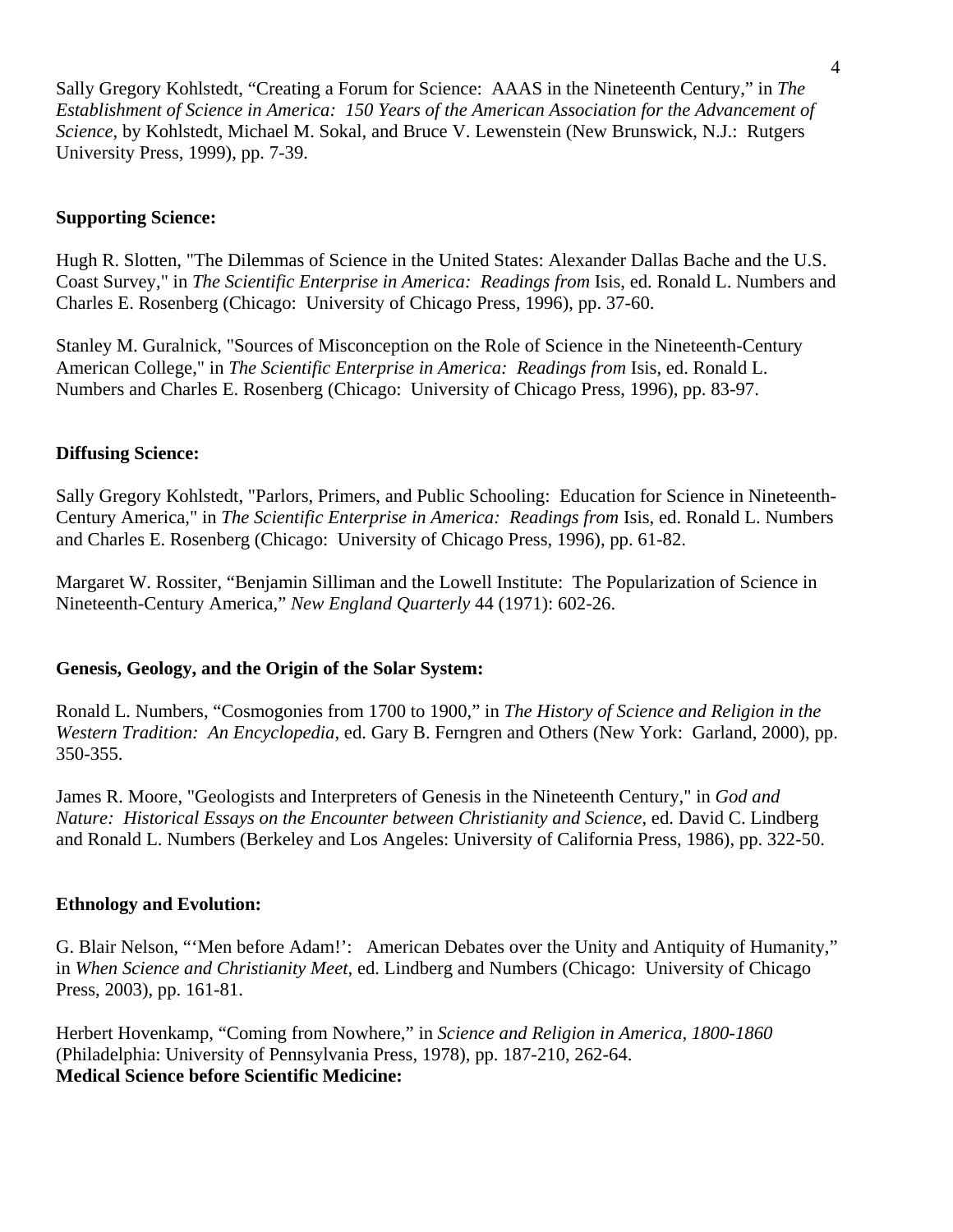Sally Gregory Kohlstedt, "Creating a Forum for Science: AAAS in the Nineteenth Century," in *The Establishment of Science in America: 150 Years of the American Association for the Advancement of Science*, by Kohlstedt, Michael M. Sokal, and Bruce V. Lewenstein (New Brunswick, N.J.: Rutgers University Press, 1999), pp. 7-39.

**Supporting Science:**

Hugh R. Slotten, "The Dilemmas of Science in the United States: Alexander Dallas Bache and the U.S. Coast Survey," in *The Scientific Enterprise in America: Readings from* Isis, ed. Ronald L. Numbers and Charles E. Rosenberg (Chicago: University of Chicago Press, 1996), pp. 37-60.

Stanley M. Guralnick, "Sources of Misconception on the Role of Science in the Nineteenth-Century American College," in *The Scientific Enterprise in America: Readings from* Isis, ed. Ronald L. Numbers and Charles E. Rosenberg (Chicago: University of Chicago Press, 1996), pp. 83-97.

**Diffusing Science:**

Sally Gregory Kohlstedt, "Parlors, Primers, and Public Schooling: Education for Science in Nineteenth-Century America," in *The Scientific Enterprise in America: Readings from* Isis, ed. Ronald L. Numbers and Charles E. Rosenberg (Chicago: University of Chicago Press, 1996), pp. 61-82.

Margaret W. Rossiter, "Benjamin Silliman and the Lowell Institute: The Popularization of Science in Nineteenth-Century America," *New England Quarterly* 44 (1971): 602-26.

**Genesis, Geology, and the Origin of the Solar System:**

Ronald L. Numbers, "Cosmogonies from 1700 to 1900," in *The History of Science and Religion in the Western Tradition: An Encyclopedia*, ed. Gary B. Ferngren and Others (New York: Garland, 2000), pp. 350-355.

James R. Moore, "Geologists and Interpreters of Genesis in the Nineteenth Century," in *God and Nature: Historical Essays on the Encounter between Christianity and Science*, ed. David C. Lindberg and Ronald L. Numbers (Berkeley and Los Angeles: University of California Press, 1986), pp. 322-50.

**Ethnology and Evolution:**

G. Blair Nelson, "'Men before Adam!': American Debates over the Unity and Antiquity of Humanity," in *When Science and Christianity Meet*, ed. Lindberg and Numbers (Chicago: University of Chicago Press, 2003), pp. 161-81.

Herbert Hovenkamp, "Coming from Nowhere," in *Science and Religion in America, 1800-1860* (Philadelphia: University of Pennsylvania Press, 1978), pp. 187-210, 262-64.

**Medical Science before Scientific Medicine:**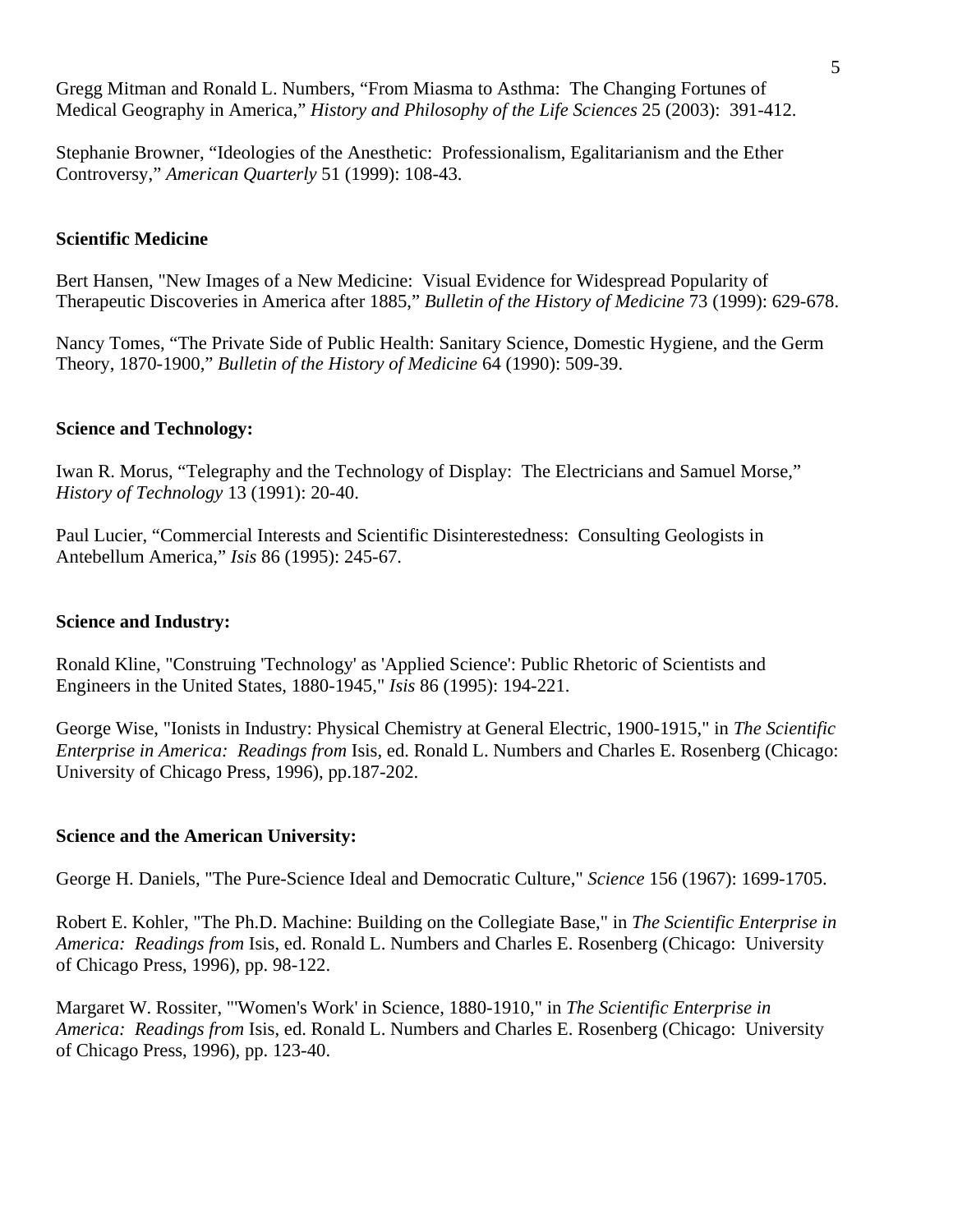Gregg Mitman and Ronald L. Numbers, "From Miasma to Asthma: The Changing Fortunes of Medical Geography in America," *History and Philosophy of the Life Sciences* 25 (2003): 391-412.

Stephanie Browner, "Ideologies of the Anesthetic: Professionalism, Egalitarianism and the Ether Controversy," *American Quarterly* 51 (1999): 108-43.

**Scientific Medicine**

Bert Hansen, "New Images of a New Medicine: Visual Evidence for Widespread Popularity of Therapeutic Discoveries in America after 1885," *Bulletin of the History of Medicine* 73 (1999): 629-678.

Nancy Tomes, "The Private Side of Public Health: Sanitary Science, Domestic Hygiene, and the Germ Theory, 1870-1900," *Bulletin of the History of Medicine* 64 (1990): 509-39.

**Science and Technology:**

Iwan R. Morus, "Telegraphy and the Technology of Display: The Electricians and Samuel Morse," *History of Technology* 13 (1991): 20-40.

Paul Lucier, "Commercial Interests and Scientific Disinterestedness: Consulting Geologists in Antebellum America," *Isis* 86 (1995): 245-67.

**Science and Industry:**

Ronald Kline, "Construing 'Technology' as 'Applied Science': Public Rhetoric of Scientists and Engineers in the United States, 1880-1945," *Isis* 86 (1995): 194-221.

George Wise, "Ionists in Industry: Physical Chemistry at General Electric, 1900-1915," in *The Scientific Enterprise in America: Readings from* Isis, ed. Ronald L. Numbers and Charles E. Rosenberg (Chicago: University of Chicago Press, 1996), pp.187-202.

**Science and the American University:**

George H. Daniels, "The Pure-Science Ideal and Democratic Culture," *Science* 156 (1967): 1699-1705.

Robert E. Kohler, "The Ph.D. Machine: Building on the Collegiate Base," in *The Scientific Enterprise in America: Readings from* Isis, ed. Ronald L. Numbers and Charles E. Rosenberg (Chicago: University of Chicago Press, 1996), pp. 98-122.

Margaret W. Rossiter, "'Women's Work' in Science, 1880-1910," in *The Scientific Enterprise in America: Readings from* Isis, ed. Ronald L. Numbers and Charles E. Rosenberg (Chicago: University of Chicago Press, 1996), pp. 123-40.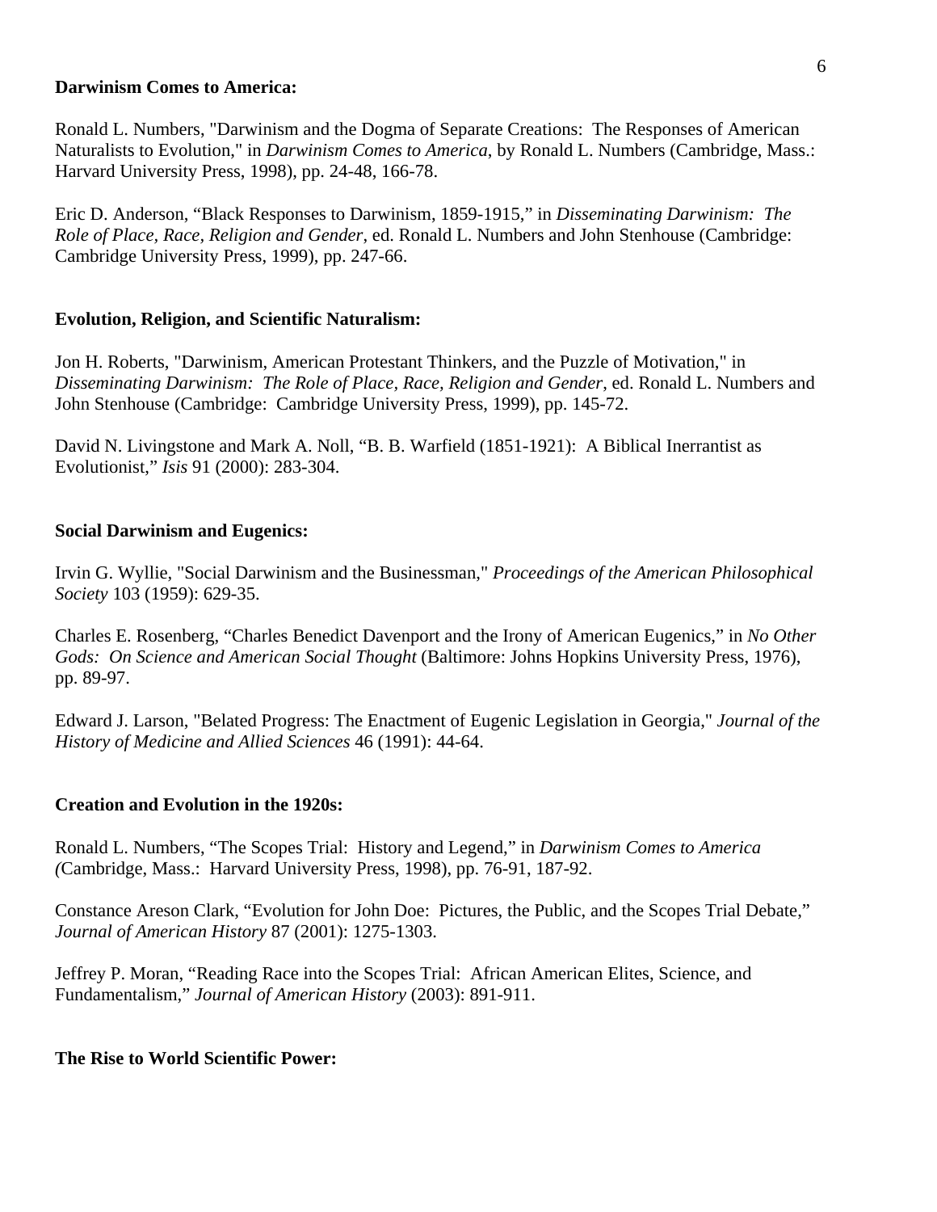**Darwinism Comes to America:**

Ronald L. Numbers, "Darwinism and the Dogma of Separate Creations: The Responses of American Naturalists to Evolution," in *Darwinism Comes to America*, by Ronald L. Numbers (Cambridge, Mass.: Harvard University Press, 1998), pp. 24-48, 166-78.

Eric D. Anderson, "Black Responses to Darwinism, 1859-1915," in *Disseminating Darwinism: The Role of Place, Race, Religion and Gender*, ed. Ronald L. Numbers and John Stenhouse (Cambridge: Cambridge University Press, 1999), pp. 247-66.

**Evolution, Religion, and Scientific Naturalism:**

Jon H. Roberts, "Darwinism, American Protestant Thinkers, and the Puzzle of Motivation," in *Disseminating Darwinism: The Role of Place, Race, Religion and Gender*, ed. Ronald L. Numbers and John Stenhouse (Cambridge: Cambridge University Press, 1999), pp. 145-72.

David N. Livingstone and Mark A. Noll, "B. B. Warfield (1851-1921): A Biblical Inerrantist as Evolutionist," *Isis* 91 (2000): 283-304.

**Social Darwinism and Eugenics:**

Irvin G. Wyllie, "Social Darwinism and the Businessman," *Proceedings of the American Philosophical Society* 103 (1959): 629-35.

Charles E. Rosenberg, "Charles Benedict Davenport and the Irony of American Eugenics," in *No Other Gods: On Science and American Social Thought* (Baltimore: Johns Hopkins University Press, 1976), pp. 89-97.

Edward J. Larson, "Belated Progress: The Enactment of Eugenic Legislation in Georgia," *Journal of the History of Medicine and Allied Sciences* 46 (1991): 44-64.

**Creation and Evolution in the 1920s:**

Ronald L. Numbers, "The Scopes Trial: History and Legend," in *Darwinism Comes to America* (Cambridge, Mass.: Harvard University Press, 1998), pp. 76-91, 187-92.

Constance Areson Clark, "Evolution for John Doe: Pictures, the Public, and the Scopes Trial Debate," *Journal of American History* 87 (2001): 1275-1303.

Jeffrey P. Moran, "Reading Race into the Scopes Trial: African American Elites, Science, and Fundamentalism," *Journal of American History* (2003): 891-911.

**The Rise to World Scientific Power:**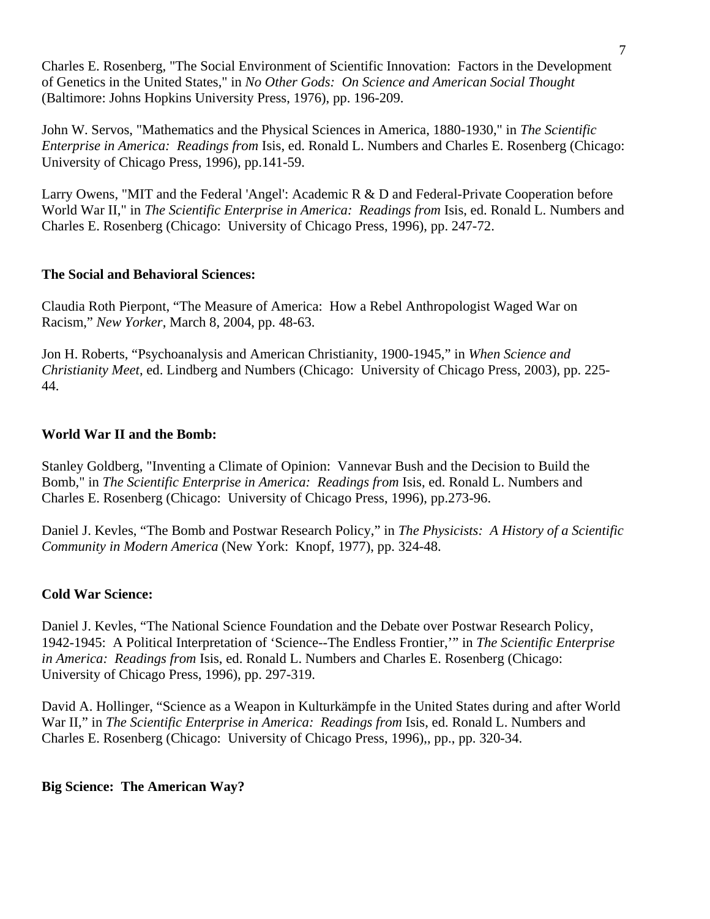Charles E. Rosenberg, "The Social Environment of Scientific Innovation: Factors in the Development of Genetics in the United States," in *No Other Gods: On Science and American Social Thought* (Baltimore: Johns Hopkins University Press, 1976), pp. 196-209.

John W. Servos, "Mathematics and the Physical Sciences in America, 1880-1930," in *The Scientific Enterprise in America: Readings from* Isis, ed. Ronald L. Numbers and Charles E. Rosenberg (Chicago: University of Chicago Press, 1996), pp.141-59.

Larry Owens, "MIT and the Federal 'Angel': Academic R & D and Federal-Private Cooperation before World War II," in *The Scientific Enterprise in America: Readings from* Isis, ed. Ronald L. Numbers and Charles E. Rosenberg (Chicago: University of Chicago Press, 1996), pp. 247-72.

**The Social and Behavioral Sciences:**

Claudia Roth Pierpont, "The Measure of America: How a Rebel Anthropologist Waged War on Racism," *New Yorker*, March 8, 2004, pp. 48-63.

Jon H. Roberts, "Psychoanalysis and American Christianity, 1900-1945," in *When Science and Christianity Meet*, ed. Lindberg and Numbers (Chicago: University of Chicago Press, 2003), pp. 225-44.

**World War II and the Bomb:**

Stanley Goldberg, "Inventing a Climate of Opinion: Vannevar Bush and the Decision to Build the Bomb," in *The Scientific Enterprise in America: Readings from* Isis, ed. Ronald L. Numbers and Charles E. Rosenberg (Chicago: University of Chicago Press, 1996), pp.273-96.

Daniel J. Kevles, "The Bomb and Postwar Research Policy," in *The Physicists: A History of a Scientific Community in Modern America* (New York: Knopf, 1977), pp. 324-48.

**Cold War Science:**

Daniel J. Kevles, "The National Science Foundation and the Debate over Postwar Research Policy, 1942-1945: A Political Interpretation of 'Science--The Endless Frontier,'" in *The Scientific Enterprise in America: Readings from* Isis, ed. Ronald L. Numbers and Charles E. Rosenberg (Chicago: University of Chicago Press, 1996), pp. 297-319.

David A. Hollinger, "Science as a Weapon in Kulturkämpfe in the United States during and after World War II," in *The Scientific Enterprise in America: Readings from* Isis, ed. Ronald L. Numbers and Charles E. Rosenberg (Chicago: University of Chicago Press, 1996),, pp., pp. 320-34.

**Big Science: The American Way?**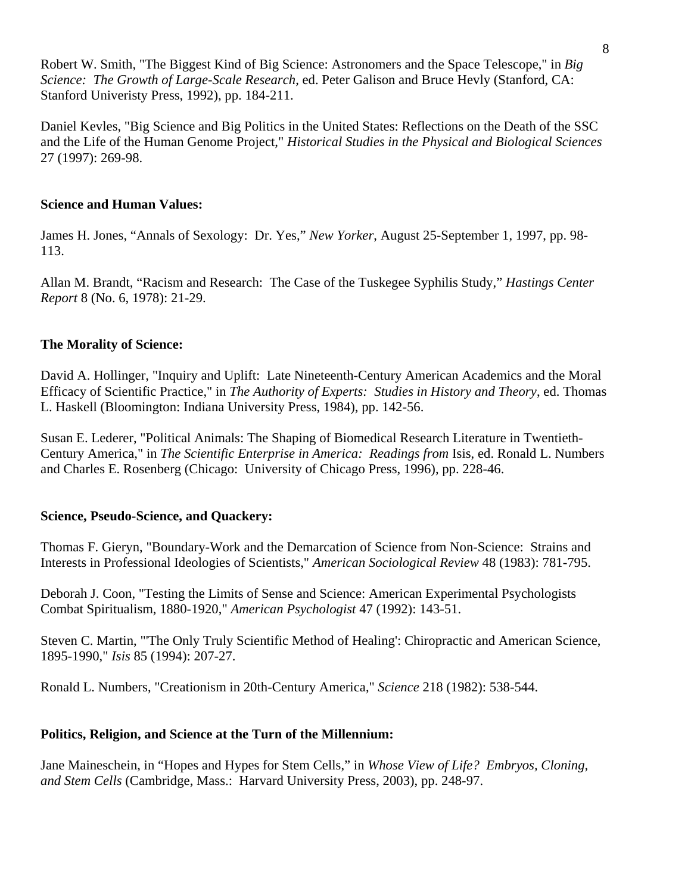Robert W. Smith, "The Biggest Kind of Big Science: Astronomers and the Space Telescope," in *Big Science: The Growth of Large-Scale Research*, ed. Peter Galison and Bruce Hevly (Stanford, CA: Stanford Univeristy Press, 1992), pp. 184-211.

Daniel Kevles, "Big Science and Big Politics in the United States: Reflections on the Death of the SSC and the Life of the Human Genome Project," *Historical Studies in the Physical and Biological Sciences* 27 (1997): 269-98.

**Science and Human Values:**

James H. Jones, "Annals of Sexology: Dr. Yes," *New Yorker*, August 25-September 1, 1997, pp. 98-113.

Allan M. Brandt, "Racism and Research: The Case of the Tuskegee Syphilis Study," *Hastings Center Report* 8 (No. 6, 1978): 21-29.

**The Morality of Science:**

David A. Hollinger, "Inquiry and Uplift: Late Nineteenth-Century American Academics and the Moral Efficacy of Scientific Practice," in *The Authority of Experts: Studies in History and Theory*, ed. Thomas L. Haskell (Bloomington: Indiana University Press, 1984), pp. 142-56.

Susan E. Lederer, "Political Animals: The Shaping of Biomedical Research Literature in Twentieth-Century America," in *The Scientific Enterprise in America: Readings from* Isis, ed. Ronald L. Numbers and Charles E. Rosenberg (Chicago: University of Chicago Press, 1996), pp. 228-46.

**Science, Pseudo-Science, and Quackery:**

Thomas F. Gieryn, "Boundary-Work and the Demarcation of Science from Non-Science: Strains and Interests in Professional Ideologies of Scientists," *American Sociological Review* 48 (1983): 781-795.

Deborah J. Coon, "Testing the Limits of Sense and Science: American Experimental Psychologists Combat Spiritualism, 1880-1920," *American Psychologist* 47 (1992): 143-51.

Steven C. Martin, "'The Only Truly Scientific Method of Healing': Chiropractic and American Science, 1895-1990," *Isis* 85 (1994): 207-27.

Ronald L. Numbers, "Creationism in 20th-Century America," *Science* 218 (1982): 538-544.

**Politics, Religion, and Science at the Turn of the Millennium:**

Jane Maineschein, in "Hopes and Hypes for Stem Cells," in *Whose View of Life? Embryos, Cloning, and Stem Cells* (Cambridge, Mass.: Harvard University Press, 2003), pp. 248-97.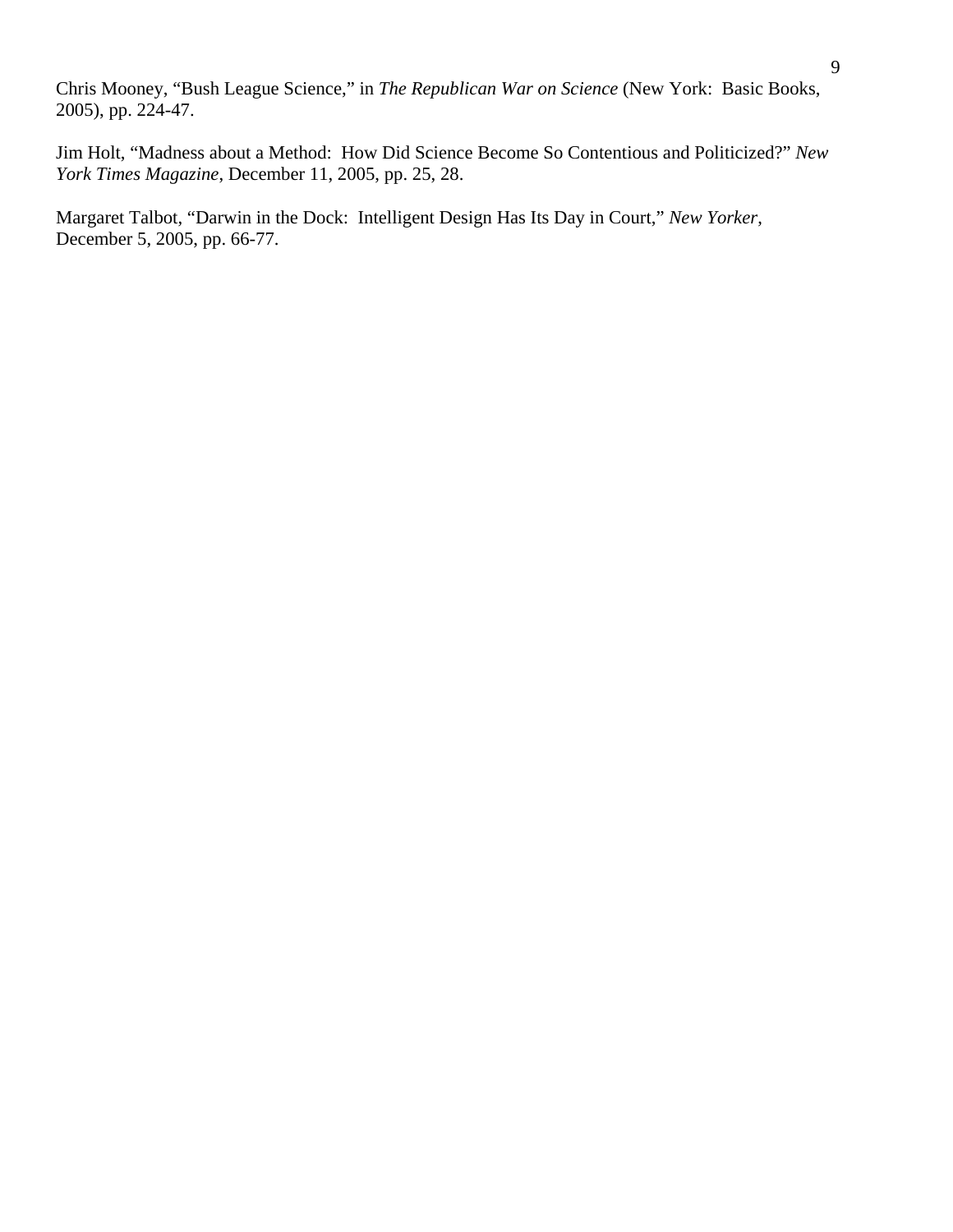Chris Mooney, "Bush League Science," in *The Republican War on Science* (New York: Basic Books, 2005), pp. 224-47.

Jim Holt, "Madness about a Method: How Did Science Become So Contentious and Politicized?" *New York Times Magazine*, December 11, 2005, pp. 25, 28.

Margaret Talbot, "Darwin in the Dock: Intelligent Design Has Its Day in Court," *New Yorker*, December 5, 2005, pp. 66-77.